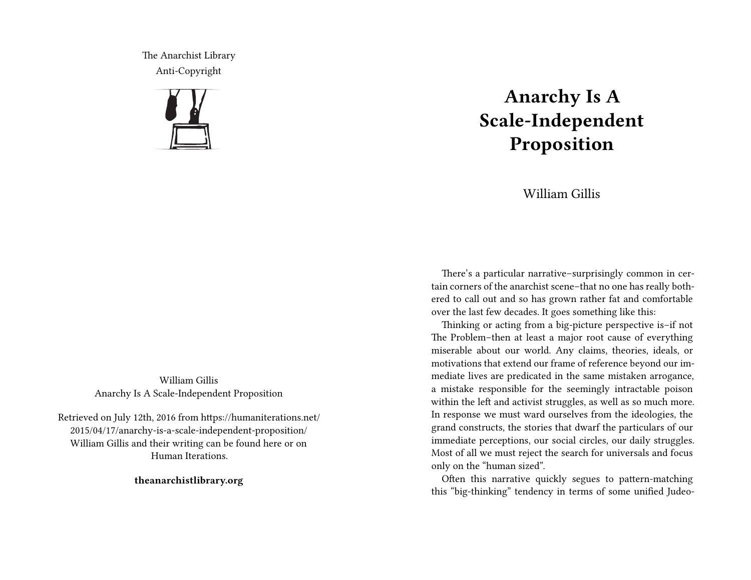The Anarchist Library
Anti-Copyright

William Gillis
Anarchy Is A Scale-Independent Proposition

Retrieved on July 12th, 2016 from https://humaniterations.net/2015/04/17/anarchy-is-a-scale-independent-proposition/
William Gillis and their writing can be found here or on Human Iterations.

**theanarchistlibrary.org**

# Anarchy Is A Scale-Independent Proposition

William Gillis

There's a particular narrative–surprisingly common in certain corners of the anarchist scene–that no one has really bothered to call out and so has grown rather fat and comfortable over the last few decades. It goes something like this:

Thinking or acting from a big-picture perspective is–if not The Problem–then at least a major root cause of everything miserable about our world. Any claims, theories, ideals, or motivations that extend our frame of reference beyond our immediate lives are predicated in the same mistaken arrogance, a mistake responsible for the seemingly intractable poison within the left and activist struggles, as well as so much more. In response we must ward ourselves from the ideologies, the grand constructs, the stories that dwarf the particulars of our immediate perceptions, our social circles, our daily struggles. Most of all we must reject the search for universals and focus only on the "human sized".

Often this narrative quickly segues to pattern-matching this "big-thinking" tendency in terms of some unified Judeo-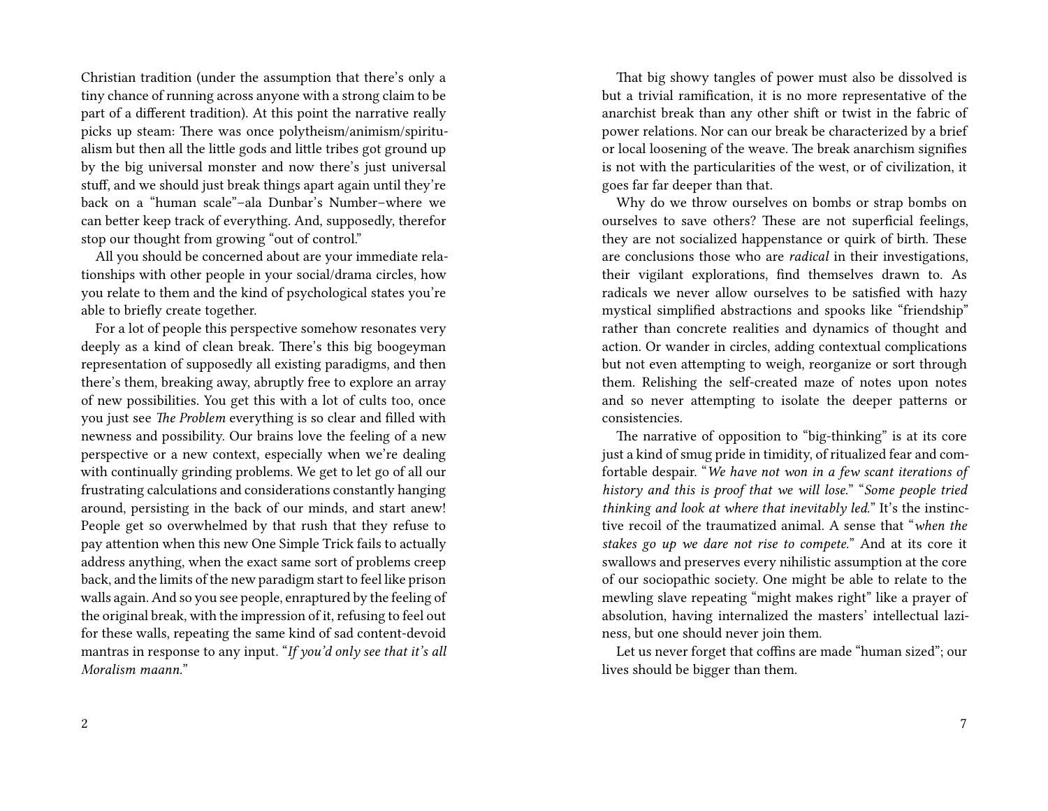Christian tradition (under the assumption that there's only a tiny chance of running across anyone with a strong claim to be part of a different tradition). At this point the narrative really picks up steam: There was once polytheism/animism/spiritualism but then all the little gods and little tribes got ground up by the big universal monster and now there's just universal stuff, and we should just break things apart again until they're back on a "human scale"–ala Dunbar's Number–where we can better keep track of everything. And, supposedly, therefor stop our thought from growing "out of control."

All you should be concerned about are your immediate relationships with other people in your social/drama circles, how you relate to them and the kind of psychological states you're able to briefly create together.

For a lot of people this perspective somehow resonates very deeply as a kind of clean break. There's this big boogeyman representation of supposedly all existing paradigms, and then there's them, breaking away, abruptly free to explore an array of new possibilities. You get this with a lot of cults too, once you just see *The Problem* everything is so clear and filled with newness and possibility. Our brains love the feeling of a new perspective or a new context, especially when we're dealing with continually grinding problems. We get to let go of all our frustrating calculations and considerations constantly hanging around, persisting in the back of our minds, and start anew! People get so overwhelmed by that rush that they refuse to pay attention when this new One Simple Trick fails to actually address anything, when the exact same sort of problems creep back, and the limits of the new paradigm start to feel like prison walls again. And so you see people, enraptured by the feeling of the original break, with the impression of it, refusing to feel out for these walls, repeating the same kind of sad content-devoid mantras in response to any input. "*If you'd only see that it's all Moralism maann.*"

That big showy tangles of power must also be dissolved is but a trivial ramification, it is no more representative of the anarchist break than any other shift or twist in the fabric of power relations. Nor can our break be characterized by a brief or local loosening of the weave. The break anarchism signifies is not with the particularities of the west, or of civilization, it goes far far deeper than that.

Why do we throw ourselves on bombs or strap bombs on ourselves to save others? These are not superficial feelings, they are not socialized happenstance or quirk of birth. These are conclusions those who are *radical* in their investigations, their vigilant explorations, find themselves drawn to. As radicals we never allow ourselves to be satisfied with hazy mystical simplified abstractions and spooks like "friendship" rather than concrete realities and dynamics of thought and action. Or wander in circles, adding contextual complications but not even attempting to weigh, reorganize or sort through them. Relishing the self-created maze of notes upon notes and so never attempting to isolate the deeper patterns or consistencies.

The narrative of opposition to "big-thinking" is at its core just a kind of smug pride in timidity, of ritualized fear and comfortable despair. "*We have not won in a few scant iterations of history and this is proof that we will lose.*" "*Some people tried thinking and look at where that inevitably led.*" It's the instinctive recoil of the traumatized animal. A sense that "*when the stakes go up we dare not rise to compete.*" And at its core it swallows and preserves every nihilistic assumption at the core of our sociopathic society. One might be able to relate to the mewling slave repeating "might makes right" like a prayer of absolution, having internalized the masters' intellectual laziness, but one should never join them.

Let us never forget that coffins are made "human sized"; our lives should be bigger than them.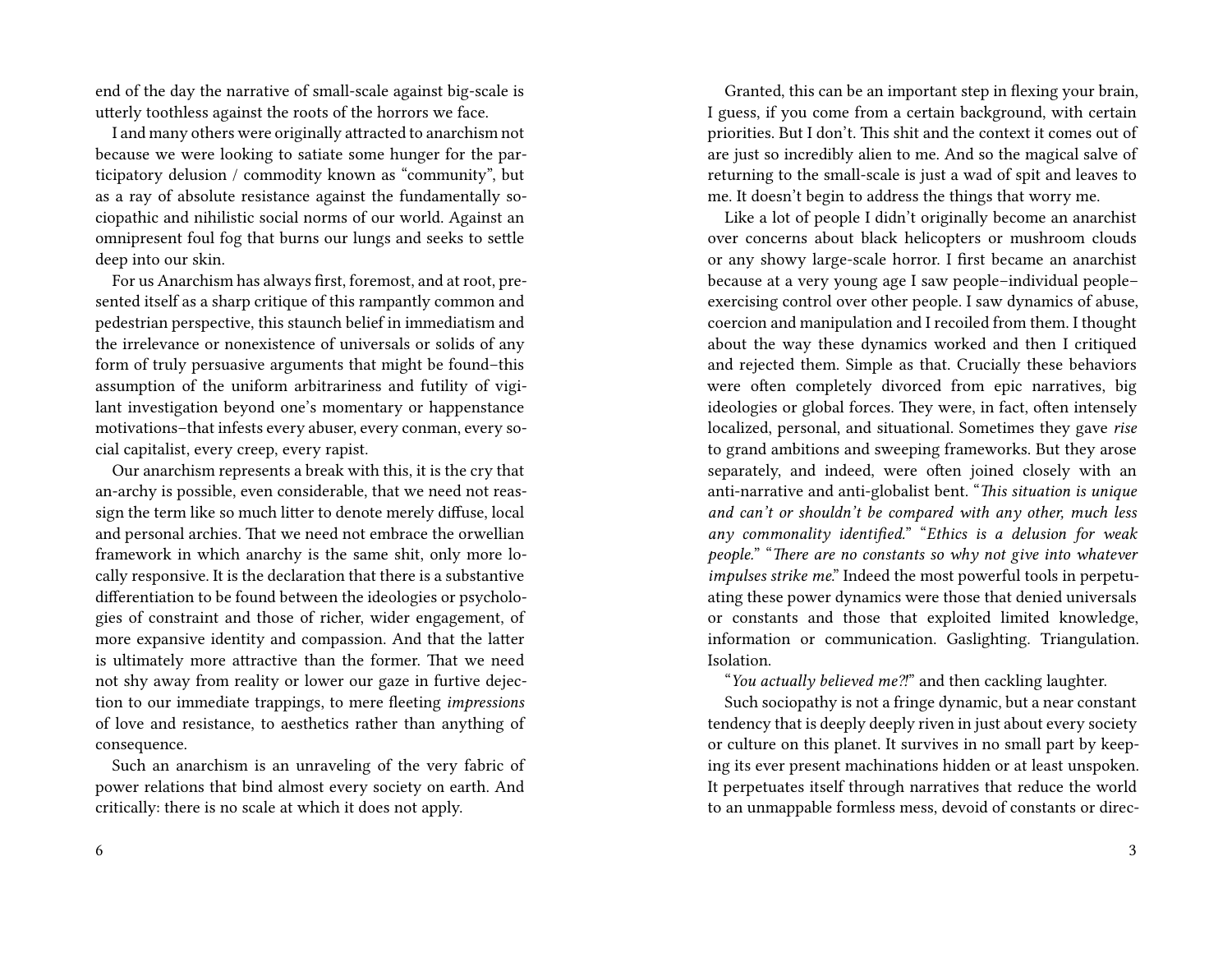end of the day the narrative of small-scale against big-scale is utterly toothless against the roots of the horrors we face.

I and many others were originally attracted to anarchism not because we were looking to satiate some hunger for the participatory delusion / commodity known as "community", but as a ray of absolute resistance against the fundamentally sociopathic and nihilistic social norms of our world. Against an omnipresent foul fog that burns our lungs and seeks to settle deep into our skin.

For us Anarchism has always first, foremost, and at root, presented itself as a sharp critique of this rampantly common and pedestrian perspective, this staunch belief in immediatism and the irrelevance or nonexistence of universals or solids of any form of truly persuasive arguments that might be found–this assumption of the uniform arbitrariness and futility of vigilant investigation beyond one's momentary or happenstance motivations–that infests every abuser, every conman, every social capitalist, every creep, every rapist.

Our anarchism represents a break with this, it is the cry that an-archy is possible, even considerable, that we need not reassign the term like so much litter to denote merely diffuse, local and personal archies. That we need not embrace the orwellian framework in which anarchy is the same shit, only more locally responsive. It is the declaration that there is a substantive differentiation to be found between the ideologies or psychologies of constraint and those of richer, wider engagement, of more expansive identity and compassion. And that the latter is ultimately more attractive than the former. That we need not shy away from reality or lower our gaze in furtive dejection to our immediate trappings, to mere fleeting *impressions* of love and resistance, to aesthetics rather than anything of consequence.

Such an anarchism is an unraveling of the very fabric of power relations that bind almost every society on earth. And critically: there is no scale at which it does not apply.

Granted, this can be an important step in flexing your brain, I guess, if you come from a certain background, with certain priorities. But I don't. This shit and the context it comes out of are just so incredibly alien to me. And so the magical salve of returning to the small-scale is just a wad of spit and leaves to me. It doesn't begin to address the things that worry me.

Like a lot of people I didn't originally become an anarchist over concerns about black helicopters or mushroom clouds or any showy large-scale horror. I first became an anarchist because at a very young age I saw people–individual people–exercising control over other people. I saw dynamics of abuse, coercion and manipulation and I recoiled from them. I thought about the way these dynamics worked and then I critiqued and rejected them. Simple as that. Crucially these behaviors were often completely divorced from epic narratives, big ideologies or global forces. They were, in fact, often intensely localized, personal, and situational. Sometimes they gave *rise* to grand ambitions and sweeping frameworks. But they arose separately, and indeed, were often joined closely with an anti-narrative and anti-globalist bent. "*This situation is unique and can't or shouldn't be compared with any other, much less any commonality identified.*" "*Ethics is a delusion for weak people.*" "*There are no constants so why not give into whatever impulses strike me.*" Indeed the most powerful tools in perpetuating these power dynamics were those that denied universals or constants and those that exploited limited knowledge, information or communication. Gaslighting. Triangulation. Isolation.

"*You actually believed me?!*" and then cackling laughter.

Such sociopathy is not a fringe dynamic, but a near constant tendency that is deeply deeply riven in just about every society or culture on this planet. It survives in no small part by keeping its ever present machinations hidden or at least unspoken. It perpetuates itself through narratives that reduce the world to an unmappable formless mess, devoid of constants or direc-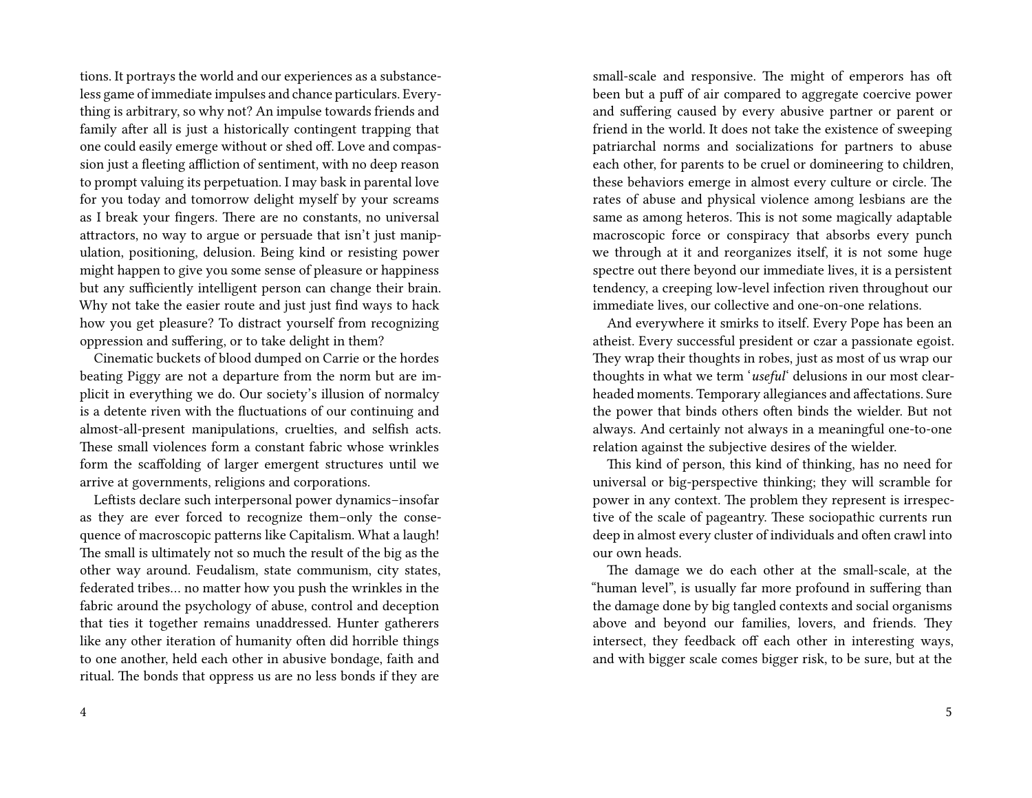tions. It portrays the world and our experiences as a substanceless game of immediate impulses and chance particulars. Everything is arbitrary, so why not? An impulse towards friends and family after all is just a historically contingent trapping that one could easily emerge without or shed off. Love and compassion just a fleeting affliction of sentiment, with no deep reason to prompt valuing its perpetuation. I may bask in parental love for you today and tomorrow delight myself by your screams as I break your fingers. There are no constants, no universal attractors, no way to argue or persuade that isn't just manipulation, positioning, delusion. Being kind or resisting power might happen to give you some sense of pleasure or happiness but any sufficiently intelligent person can change their brain. Why not take the easier route and just just find ways to hack how you get pleasure? To distract yourself from recognizing oppression and suffering, or to take delight in them?

Cinematic buckets of blood dumped on Carrie or the hordes beating Piggy are not a departure from the norm but are implicit in everything we do. Our society's illusion of normalcy is a detente riven with the fluctuations of our continuing and almost-all-present manipulations, cruelties, and selfish acts. These small violences form a constant fabric whose wrinkles form the scaffolding of larger emergent structures until we arrive at governments, religions and corporations.

Leftists declare such interpersonal power dynamics–insofar as they are ever forced to recognize them–only the consequence of macroscopic patterns like Capitalism. What a laugh! The small is ultimately not so much the result of the big as the other way around. Feudalism, state communism, city states, federated tribes… no matter how you push the wrinkles in the fabric around the psychology of abuse, control and deception that ties it together remains unaddressed. Hunter gatherers like any other iteration of humanity often did horrible things to one another, held each other in abusive bondage, faith and ritual. The bonds that oppress us are no less bonds if they are small-scale and responsive. The might of emperors has oft been but a puff of air compared to aggregate coercive power and suffering caused by every abusive partner or parent or friend in the world. It does not take the existence of sweeping patriarchal norms and socializations for partners to abuse each other, for parents to be cruel or domineering to children, these behaviors emerge in almost every culture or circle. The rates of abuse and physical violence among lesbians are the same as among heteros. This is not some magically adaptable macroscopic force or conspiracy that absorbs every punch we through at it and reorganizes itself, it is not some huge spectre out there beyond our immediate lives, it is a persistent tendency, a creeping low-level infection riven throughout our immediate lives, our collective and one-on-one relations.

And everywhere it smirks to itself. Every Pope has been an atheist. Every successful president or czar a passionate egoist. They wrap their thoughts in robes, just as most of us wrap our thoughts in what we term '*useful*' delusions in our most clear-headed moments. Temporary allegiances and affectations. Sure the power that binds others often binds the wielder. But not always. And certainly not always in a meaningful one-to-one relation against the subjective desires of the wielder.

This kind of person, this kind of thinking, has no need for universal or big-perspective thinking; they will scramble for power in any context. The problem they represent is irrespective of the scale of pageantry. These sociopathic currents run deep in almost every cluster of individuals and often crawl into our own heads.

The damage we do each other at the small-scale, at the "human level", is usually far more profound in suffering than the damage done by big tangled contexts and social organisms above and beyond our families, lovers, and friends. They intersect, they feedback off each other in interesting ways, and with bigger scale comes bigger risk, to be sure, but at the